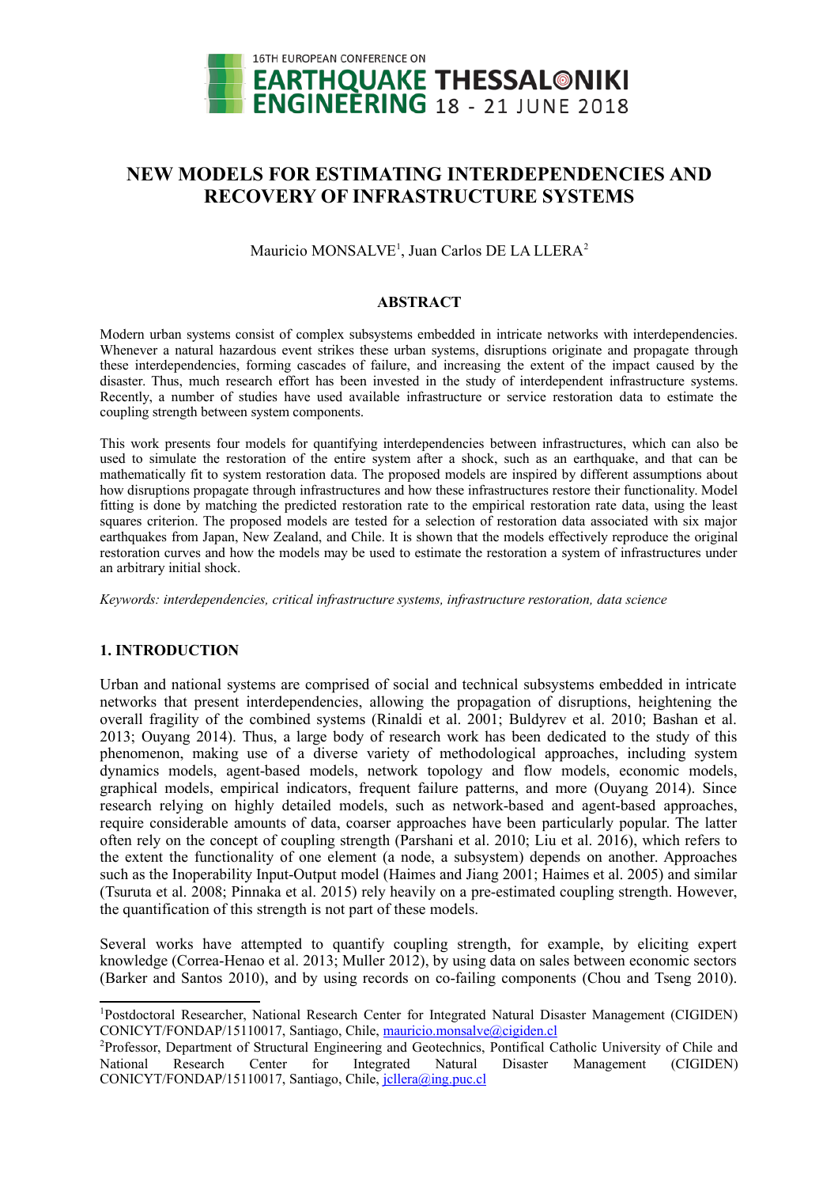# NEW MODELS FOR ESTIMATING INTERDEPENDENCIES AND RECOVERY OF INFRASTRUCTURE SYSTEMS

Mauricio MONSALVE[1], Juan Carlos DE LA LLERA[2]

## ABSTRACT

Modern urban systems consist of complex subsystems embedded in intricate networks with interdependencies. Whenever a natural hazardous event strikes these urban systems, disruptions originate and propagate through these interdependencies, forming cascades of failure, and increasing the extent of the impact caused by the disaster. Thus, much research effort has been invested in the study of interdependent infrastructure systems. Recently, a number of studies have used available infrastructure or service restoration data to estimate the coupling strength between system components.

This work presents four models for quantifying interdependencies between infrastructures, which can also be used to simulate the restoration of the entire system after a shock, such as an earthquake, and that can be mathematically fit to system restoration data. The proposed models are inspired by different assumptions about how disruptions propagate through infrastructures and how these infrastructures restore their functionality. Model fitting is done by matching the predicted restoration rate to the empirical restoration rate data, using the least squares criterion. The proposed models are tested for a selection of restoration data associated with six major earthquakes from Japan, New Zealand, and Chile. It is shown that the models effectively reproduce the original restoration curves and how the models may be used to estimate the restoration a system of infrastructures under an arbitrary initial shock.

*Keywords: interdependencies, critical infrastructure systems, infrastructure restoration, data science*

## 1. INTRODUCTION

Urban and national systems are comprised of social and technical subsystems embedded in intricate networks that present interdependencies, allowing the propagation of disruptions, heightening the overall fragility of the combined systems (Rinaldi et al. 2001; Buldyrev et al. 2010; Bashan et al. 2013; Ouyang 2014). Thus, a large body of research work has been dedicated to the study of this phenomenon, making use of a diverse variety of methodological approaches, including system dynamics models, agent-based models, network topology and flow models, economic models, graphical models, empirical indicators, frequent failure patterns, and more (Ouyang 2014). Since research relying on highly detailed models, such as network-based and agent-based approaches, require considerable amounts of data, coarser approaches have been particularly popular. The latter often rely on the concept of coupling strength (Parshani et al. 2010; Liu et al. 2016), which refers to the extent the functionality of one element (a node, a subsystem) depends on another. Approaches such as the Inoperability Input-Output model (Haimes and Jiang 2001; Haimes et al. 2005) and similar (Tsuruta et al. 2008; Pinnaka et al. 2015) rely heavily on a pre-estimated coupling strength. However, the quantification of this strength is not part of these models.

Several works have attempted to quantify coupling strength, for example, by eliciting expert knowledge (Correa-Henao et al. 2013; Muller 2012), by using data on sales between economic sectors (Barker and Santos 2010), and by using records on co-failing components (Chou and Tseng 2010).

---

[1]Postdoctoral Researcher, National Research Center for Integrated Natural Disaster Management (CIGIDEN) CONICYT/FONDAP/15110017, Santiago, Chile, mauricio.monsalve@cigiden.cl

[2]Professor, Department of Structural Engineering and Geotechnics, Pontifical Catholic University of Chile and National Research Center for Integrated Natural Disaster Management (CIGIDEN) CONICYT/FONDAP/15110017, Santiago, Chile, jcllera@ing.puc.cl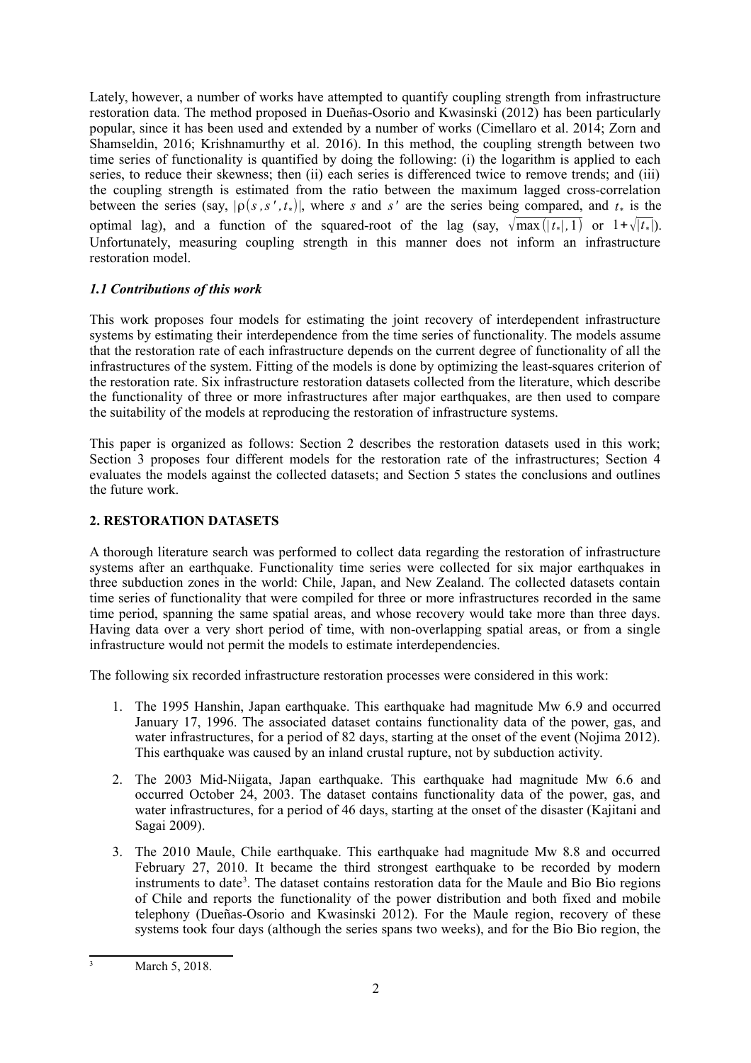Lately, however, a number of works have attempted to quantify coupling strength from infrastructure restoration data. The method proposed in Dueñas-Osorio and Kwasinski (2012) has been particularly popular, since it has been used and extended by a number of works (Cimellaro et al. 2014; Zorn and Shamseldin, 2016; Krishnamurthy et al. 2016). In this method, the coupling strength between two time series of functionality is quantified by doing the following: (i) the logarithm is applied to each series, to reduce their skewness; then (ii) each series is differenced twice to remove trends; and (iii) the coupling strength is estimated from the ratio between the maximum lagged cross-correlation between the series (say, $|\rho(s, s', t_*)|$, where $s$ and $s'$ are the series being compared, and $t_*$ is the optimal lag), and a function of the squared-root of the lag (say, $\sqrt{\max(|t_*|, 1)}$ or $1+\sqrt{|t_*|}$). Unfortunately, measuring coupling strength in this manner does not inform an infrastructure restoration model.

### *1.1 Contributions of this work*

This work proposes four models for estimating the joint recovery of interdependent infrastructure systems by estimating their interdependence from the time series of functionality. The models assume that the restoration rate of each infrastructure depends on the current degree of functionality of all the infrastructures of the system. Fitting of the models is done by optimizing the least-squares criterion of the restoration rate. Six infrastructure restoration datasets collected from the literature, which describe the functionality of three or more infrastructures after major earthquakes, are then used to compare the suitability of the models at reproducing the restoration of infrastructure systems.

This paper is organized as follows: Section 2 describes the restoration datasets used in this work; Section 3 proposes four different models for the restoration rate of the infrastructures; Section 4 evaluates the models against the collected datasets; and Section 5 states the conclusions and outlines the future work.

## 2. RESTORATION DATASETS

A thorough literature search was performed to collect data regarding the restoration of infrastructure systems after an earthquake. Functionality time series were collected for six major earthquakes in three subduction zones in the world: Chile, Japan, and New Zealand. The collected datasets contain time series of functionality that were compiled for three or more infrastructures recorded in the same time period, spanning the same spatial areas, and whose recovery would take more than three days. Having data over a very short period of time, with non-overlapping spatial areas, or from a single infrastructure would not permit the models to estimate interdependencies.

The following six recorded infrastructure restoration processes were considered in this work:

1. The 1995 Hanshin, Japan earthquake. This earthquake had magnitude Mw 6.9 and occurred January 17, 1996. The associated dataset contains functionality data of the power, gas, and water infrastructures, for a period of 82 days, starting at the onset of the event (Nojima 2012). This earthquake was caused by an inland crustal rupture, not by subduction activity.
2. The 2003 Mid-Niigata, Japan earthquake. This earthquake had magnitude Mw 6.6 and occurred October 24, 2003. The dataset contains functionality data of the power, gas, and water infrastructures, for a period of 46 days, starting at the onset of the disaster (Kajitani and Sagai 2009).
3. The 2010 Maule, Chile earthquake. This earthquake had magnitude Mw 8.8 and occurred February 27, 2010. It became the third strongest earthquake to be recorded by modern instruments to date[3]. The dataset contains restoration data for the Maule and Bio Bio regions of Chile and reports the functionality of the power distribution and both fixed and mobile telephony (Dueñas-Osorio and Kwasinski 2012). For the Maule region, recovery of these systems took four days (although the series spans two weeks), and for the Bio Bio region, the

[3] March 5, 2018.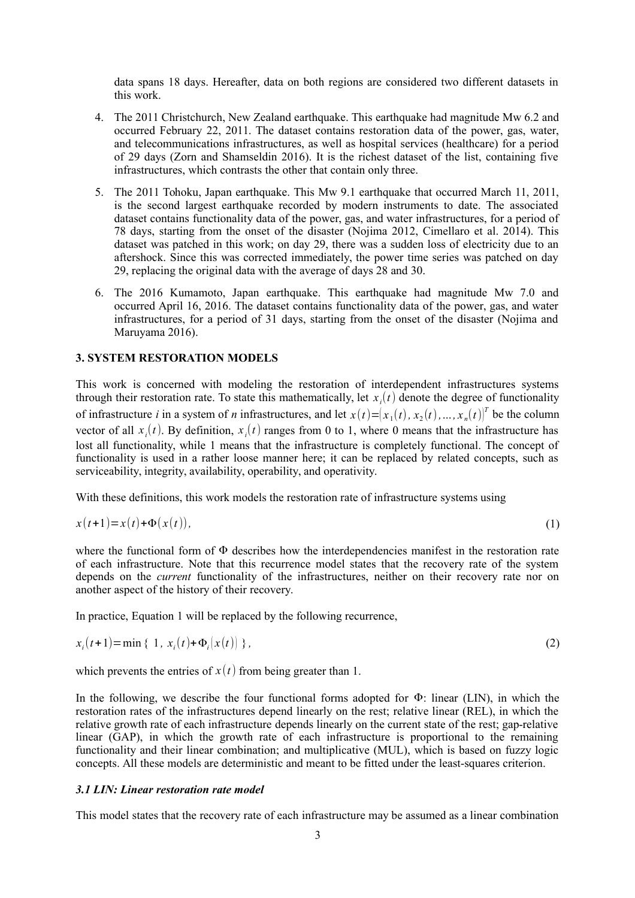data spans 18 days. Hereafter, data on both regions are considered two different datasets in this work.

4. The 2011 Christchurch, New Zealand earthquake. This earthquake had magnitude Mw 6.2 and occurred February 22, 2011. The dataset contains restoration data of the power, gas, water, and telecommunications infrastructures, as well as hospital services (healthcare) for a period of 29 days (Zorn and Shamseldin 2016). It is the richest dataset of the list, containing five infrastructures, which contrasts the other that contain only three.

5. The 2011 Tohoku, Japan earthquake. This Mw 9.1 earthquake that occurred March 11, 2011, is the second largest earthquake recorded by modern instruments to date. The associated dataset contains functionality data of the power, gas, and water infrastructures, for a period of 78 days, starting from the onset of the disaster (Nojima 2012, Cimellaro et al. 2014). This dataset was patched in this work; on day 29, there was a sudden loss of electricity due to an aftershock. Since this was corrected immediately, the power time series was patched on day 29, replacing the original data with the average of days 28 and 30.

6. The 2016 Kumamoto, Japan earthquake. This earthquake had magnitude Mw 7.0 and occurred April 16, 2016. The dataset contains functionality data of the power, gas, and water infrastructures, for a period of 31 days, starting from the onset of the disaster (Nojima and Maruyama 2016).

## 3. SYSTEM RESTORATION MODELS

This work is concerned with modeling the restoration of interdependent infrastructures systems through their restoration rate. To state this mathematically, let $x_i(t)$ denote the degree of functionality of infrastructure *i* in a system of *n* infrastructures, and let $x(t)=(x_1(t), x_2(t), \ldots, x_n(t))^T$ be the column vector of all $x_i(t)$. By definition, $x_i(t)$ ranges from 0 to 1, where 0 means that the infrastructure has lost all functionality, while 1 means that the infrastructure is completely functional. The concept of functionality is used in a rather loose manner here; it can be replaced by related concepts, such as serviceability, integrity, availability, operability, and operativity.

With these definitions, this work models the restoration rate of infrastructure systems using

$$x(t+1)=x(t)+\Phi(x(t)), \tag{1}$$

where the functional form of $\Phi$ describes how the interdependencies manifest in the restoration rate of each infrastructure. Note that this recurrence model states that the recovery rate of the system depends on the *current* functionality of the infrastructures, neither on their recovery rate nor on another aspect of the history of their recovery.

In practice, Equation 1 will be replaced by the following recurrence,

$$x_i(t+1)=\min\{\ 1,\ x_i(t)+\Phi_i(x(t))\ \}, \tag{2}$$

which prevents the entries of $x(t)$ from being greater than 1.

In the following, we describe the four functional forms adopted for $\Phi$: linear (LIN), in which the restoration rates of the infrastructures depend linearly on the rest; relative linear (REL), in which the relative growth rate of each infrastructure depends linearly on the current state of the rest; gap-relative linear (GAP), in which the growth rate of each infrastructure is proportional to the remaining functionality and their linear combination; and multiplicative (MUL), which is based on fuzzy logic concepts. All these models are deterministic and meant to be fitted under the least-squares criterion.

### *3.1 LIN: Linear restoration rate model*

This model states that the recovery rate of each infrastructure may be assumed as a linear combination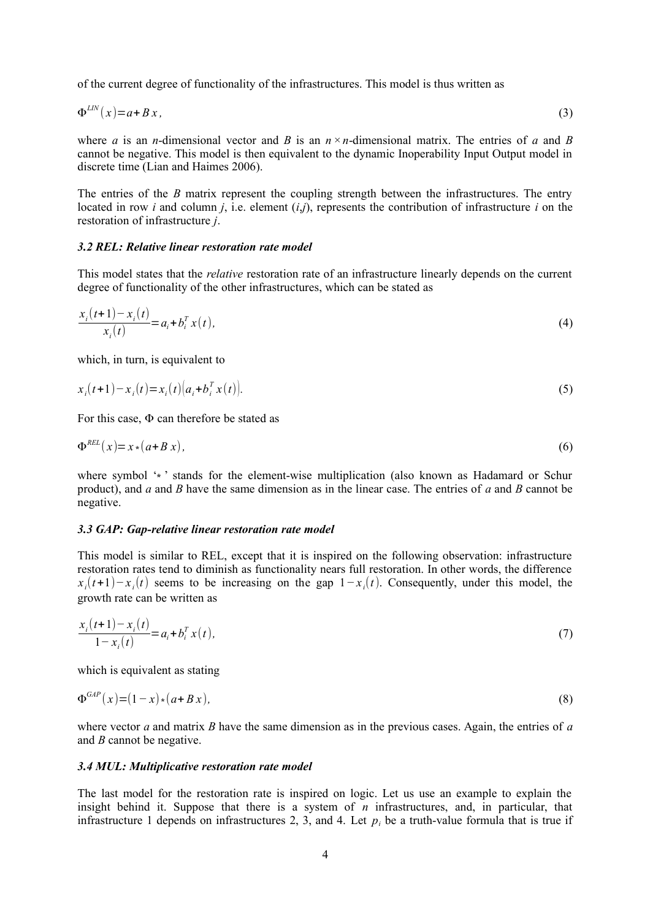of the current degree of functionality of the infrastructures. This model is thus written as

$$\Phi^{LIN}(x) = a + Bx, \tag{3}$$

where $a$ is an $n$-dimensional vector and $B$ is an $n \times n$-dimensional matrix. The entries of $a$ and $B$ cannot be negative. This model is then equivalent to the dynamic Inoperability Input Output model in discrete time (Lian and Haimes 2006).

The entries of the $B$ matrix represent the coupling strength between the infrastructures. The entry located in row $i$ and column $j$, i.e. element $(i,j)$, represents the contribution of infrastructure $i$ on the restoration of infrastructure $j$.

### *3.2 REL: Relative linear restoration rate model*

This model states that the *relative* restoration rate of an infrastructure linearly depends on the current degree of functionality of the other infrastructures, which can be stated as

$$\frac{x_i(t+1) - x_i(t)}{x_i(t)} = a_i + b_i^T x(t), \tag{4}$$

which, in turn, is equivalent to

$$x_i(t+1) - x_i(t) = x_i(t)\left(a_i + b_i^T x(t)\right). \tag{5}$$

For this case, $\Phi$ can therefore be stated as

$$\Phi^{REL}(x) = x * (a + Bx), \tag{6}$$

where symbol '$*$' stands for the element-wise multiplication (also known as Hadamard or Schur product), and $a$ and $B$ have the same dimension as in the linear case. The entries of $a$ and $B$ cannot be negative.

### *3.3 GAP: Gap-relative linear restoration rate model*

This model is similar to REL, except that it is inspired on the following observation: infrastructure restoration rates tend to diminish as functionality nears full restoration. In other words, the difference $x_i(t+1) - x_i(t)$ seems to be increasing on the gap $1 - x_i(t)$. Consequently, under this model, the growth rate can be written as

$$\frac{x_i(t+1) - x_i(t)}{1 - x_i(t)} = a_i + b_i^T x(t), \tag{7}$$

which is equivalent as stating

$$\Phi^{GAP}(x) = (1 - x) * (a + Bx), \tag{8}$$

where vector $a$ and matrix $B$ have the same dimension as in the previous cases. Again, the entries of $a$ and $B$ cannot be negative.

### *3.4 MUL: Multiplicative restoration rate model*

The last model for the restoration rate is inspired on logic. Let us use an example to explain the insight behind it. Suppose that there is a system of $n$ infrastructures, and, in particular, that infrastructure 1 depends on infrastructures 2, 3, and 4. Let $p_i$ be a truth-value formula that is true if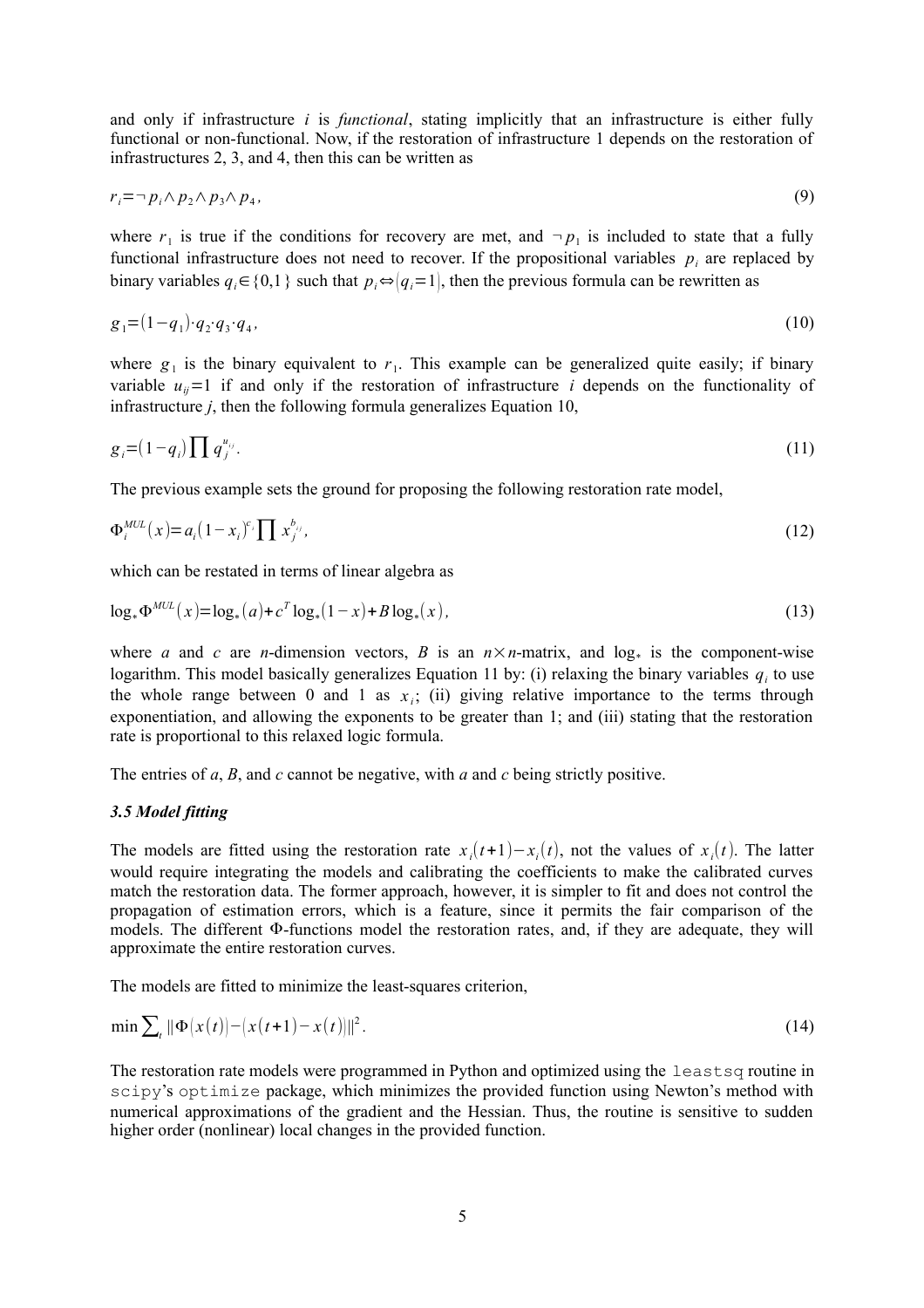and only if infrastructure *i* is *functional*, stating implicitly that an infrastructure is either fully functional or non-functional. Now, if the restoration of infrastructure 1 depends on the restoration of infrastructures 2, 3, and 4, then this can be written as

$$r_i = \neg p_i \wedge p_2 \wedge p_3 \wedge p_4, \tag{9}$$

where $r_1$ is true if the conditions for recovery are met, and $\neg p_1$ is included to state that a fully functional infrastructure does not need to recover. If the propositional variables $p_i$ are replaced by binary variables $q_i \in \{0,1\}$ such that $p_i \Leftrightarrow (q_i = 1)$, then the previous formula can be rewritten as

$$g_1 = (1 - q_1) \cdot q_2 \cdot q_3 \cdot q_4, \tag{10}$$

where $g_1$ is the binary equivalent to $r_1$. This example can be generalized quite easily; if binary variable $u_{ij} = 1$ if and only if the restoration of infrastructure *i* depends on the functionality of infrastructure *j*, then the following formula generalizes Equation 10,

$$g_i = (1 - q_i) \prod q_j^{u_{ij}}. \tag{11}$$

The previous example sets the ground for proposing the following restoration rate model,

$$\Phi_i^{MUL}(x) = a_i (1 - x_i)^{c_i} \prod x_j^{b_{ij}}, \tag{12}$$

which can be restated in terms of linear algebra as

$$\log_* \Phi^{MUL}(x) = \log_*(a) + c^T \log_*(1 - x) + B \log_*(x), \tag{13}$$

where *a* and *c* are *n*-dimension vectors, *B* is an $n \times n$-matrix, and $\log_*$ is the component-wise logarithm. This model basically generalizes Equation 11 by: (i) relaxing the binary variables $q_i$ to use the whole range between 0 and 1 as $x_i$; (ii) giving relative importance to the terms through exponentiation, and allowing the exponents to be greater than 1; and (iii) stating that the restoration rate is proportional to this relaxed logic formula.

The entries of *a*, *B*, and *c* cannot be negative, with *a* and *c* being strictly positive.

### *3.5 Model fitting*

The models are fitted using the restoration rate $x_i(t+1) - x_i(t)$, not the values of $x_i(t)$. The latter would require integrating the models and calibrating the coefficients to make the calibrated curves match the restoration data. The former approach, however, it is simpler to fit and does not control the propagation of estimation errors, which is a feature, since it permits the fair comparison of the models. The different Φ-functions model the restoration rates, and, if they are adequate, they will approximate the entire restoration curves.

The models are fitted to minimize the least-squares criterion,

$$\min \sum_t \| \Phi(x(t)) - (x(t+1) - x(t)) \|^2. \tag{14}$$

The restoration rate models were programmed in Python and optimized using the `leastsq` routine in `scipy`'s `optimize` package, which minimizes the provided function using Newton's method with numerical approximations of the gradient and the Hessian. Thus, the routine is sensitive to sudden higher order (nonlinear) local changes in the provided function.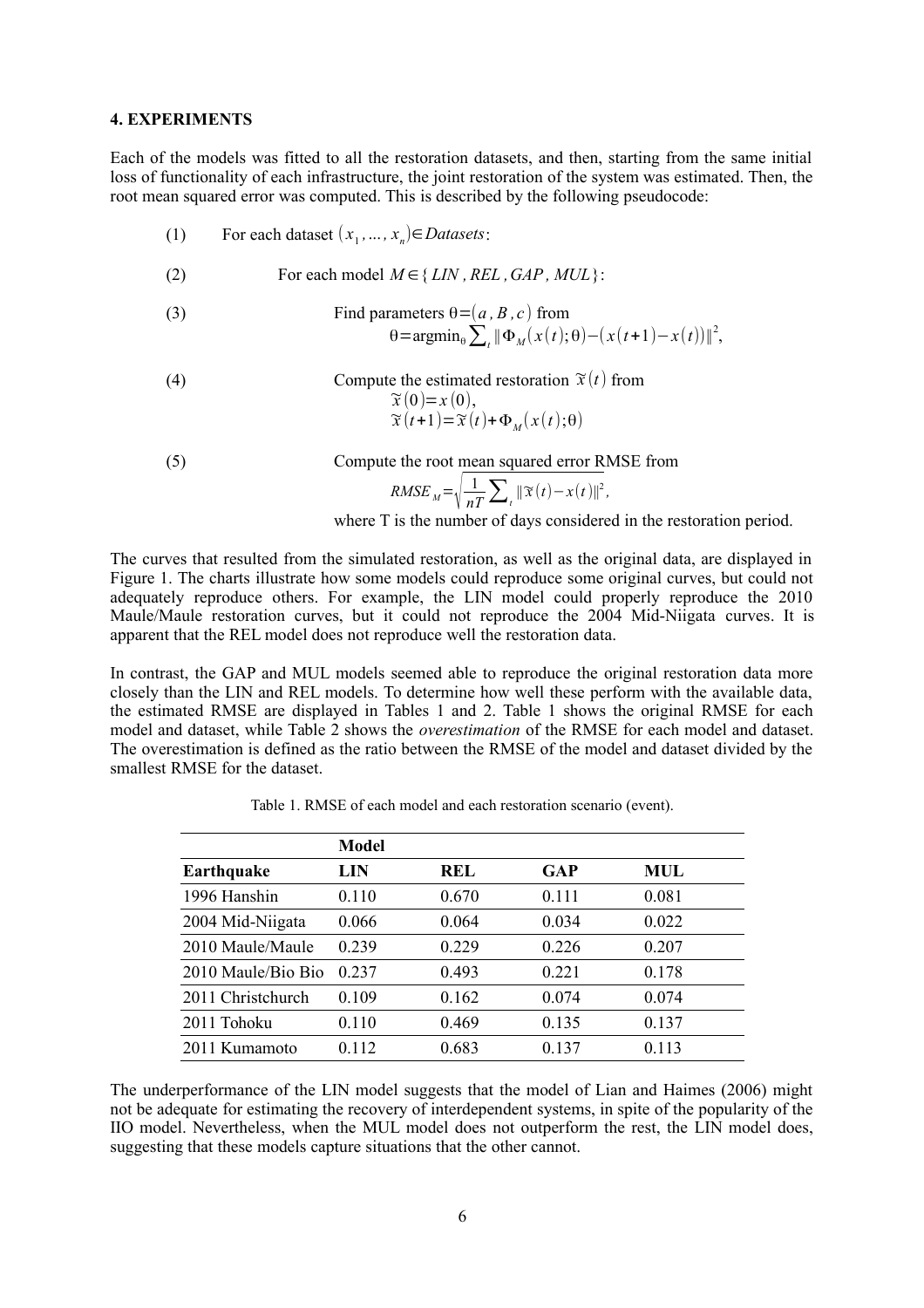## 4. EXPERIMENTS

Each of the models was fitted to all the restoration datasets, and then, starting from the same initial loss of functionality of each infrastructure, the joint restoration of the system was estimated. Then, the root mean squared error was computed. This is described by the following pseudocode:

(1) For each dataset $(x_1, \ldots, x_n) \in Datasets$:

(2) For each model $M \in \{LIN, REL, GAP, MUL\}$:

(3) Find parameters $\theta = (a, B, c)$ from
$$\theta = \operatorname{argmin}_\theta \sum_t \| \Phi_M(x(t); \theta) - (x(t+1) - x(t)) \|^2,$$

(4) Compute the estimated restoration $\tilde{x}(t)$ from
$$\tilde{x}(0) = x(0),$$
$$\tilde{x}(t+1) = \tilde{x}(t) + \Phi_M(x(t); \theta)$$

(5) Compute the root mean squared error RMSE from
$$RMSE_M = \sqrt{\frac{1}{nT} \sum_t \| \tilde{x}(t) - x(t) \|^2},$$
where T is the number of days considered in the restoration period.

The curves that resulted from the simulated restoration, as well as the original data, are displayed in Figure 1. The charts illustrate how some models could reproduce some original curves, but could not adequately reproduce others. For example, the LIN model could properly reproduce the 2010 Maule/Maule restoration curves, but it could not reproduce the 2004 Mid-Niigata curves. It is apparent that the REL model does not reproduce well the restoration data.

In contrast, the GAP and MUL models seemed able to reproduce the original restoration data more closely than the LIN and REL models. To determine how well these perform with the available data, the estimated RMSE are displayed in Tables 1 and 2. Table 1 shows the original RMSE for each model and dataset, while Table 2 shows the *overestimation* of the RMSE for each model and dataset. The overestimation is defined as the ratio between the RMSE of the model and dataset divided by the smallest RMSE for the dataset.

Table 1. RMSE of each model and each restoration scenario (event).

| | **Model** | | | |
|---|---|---|---|---|
| **Earthquake** | **LIN** | **REL** | **GAP** | **MUL** |
| 1996 Hanshin | 0.110 | 0.670 | 0.111 | 0.081 |
| 2004 Mid-Niigata | 0.066 | 0.064 | 0.034 | 0.022 |
| 2010 Maule/Maule | 0.239 | 0.229 | 0.226 | 0.207 |
| 2010 Maule/Bio Bio | 0.237 | 0.493 | 0.221 | 0.178 |
| 2011 Christchurch | 0.109 | 0.162 | 0.074 | 0.074 |
| 2011 Tohoku | 0.110 | 0.469 | 0.135 | 0.137 |
| 2011 Kumamoto | 0.112 | 0.683 | 0.137 | 0.113 |

The underperformance of the LIN model suggests that the model of Lian and Haimes (2006) might not be adequate for estimating the recovery of interdependent systems, in spite of the popularity of the IIO model. Nevertheless, when the MUL model does not outperform the rest, the LIN model does, suggesting that these models capture situations that the other cannot.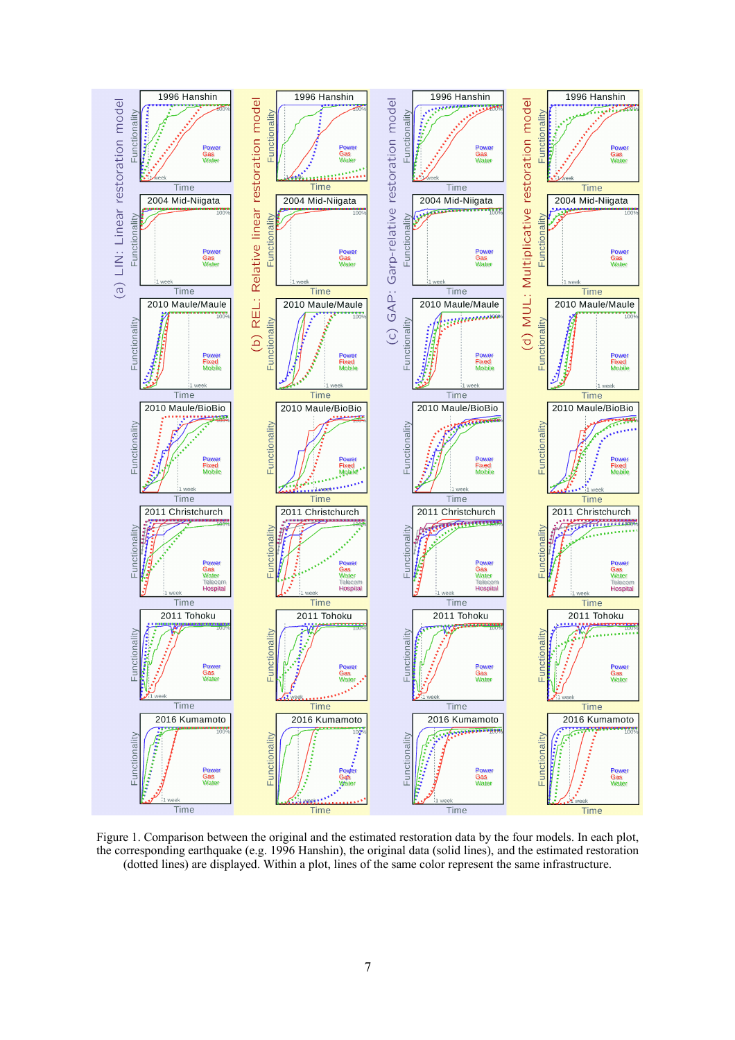Figure 1. Comparison between the original and the estimated restoration data by the four models. In each plot, the corresponding earthquake (e.g. 1996 Hanshin), the original data (solid lines), and the estimated restoration (dotted lines) are displayed. Within a plot, lines of the same color represent the same infrastructure.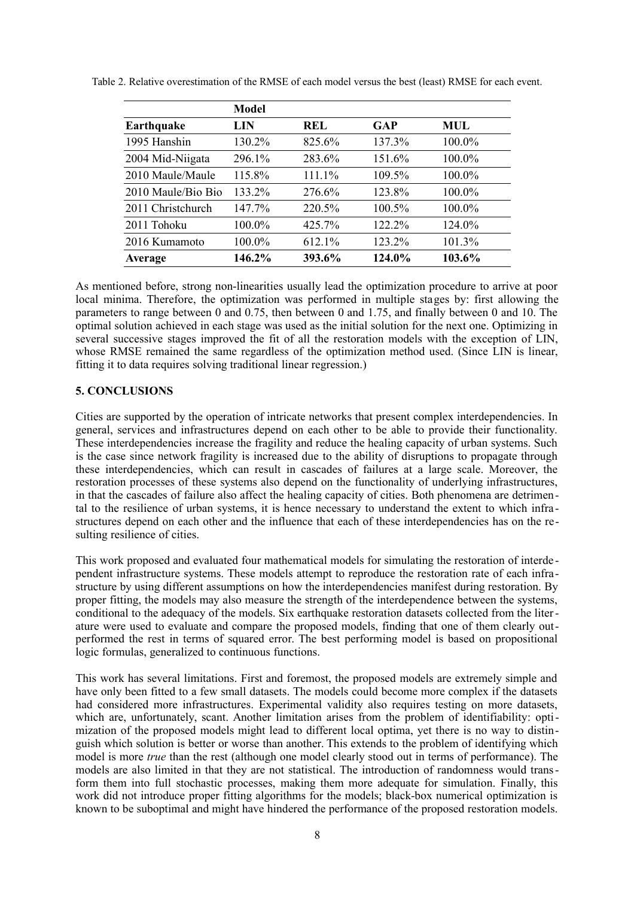Table 2. Relative overestimation of the RMSE of each model versus the best (least) RMSE for each event.

| | **Model** | | | |
|---|---|---|---|---|
| **Earthquake** | **LIN** | **REL** | **GAP** | **MUL** |
| 1995 Hanshin | 130.2% | 825.6% | 137.3% | 100.0% |
| 2004 Mid-Niigata | 296.1% | 283.6% | 151.6% | 100.0% |
| 2010 Maule/Maule | 115.8% | 111.1% | 109.5% | 100.0% |
| 2010 Maule/Bio Bio | 133.2% | 276.6% | 123.8% | 100.0% |
| 2011 Christchurch | 147.7% | 220.5% | 100.5% | 100.0% |
| 2011 Tohoku | 100.0% | 425.7% | 122.2% | 124.0% |
| 2016 Kumamoto | 100.0% | 612.1% | 123.2% | 101.3% |
| **Average** | **146.2%** | **393.6%** | **124.0%** | **103.6%** |

As mentioned before, strong non-linearities usually lead the optimization procedure to arrive at poor local minima. Therefore, the optimization was performed in multiple stages by: first allowing the parameters to range between 0 and 0.75, then between 0 and 1.75, and finally between 0 and 10. The optimal solution achieved in each stage was used as the initial solution for the next one. Optimizing in several successive stages improved the fit of all the restoration models with the exception of LIN, whose RMSE remained the same regardless of the optimization method used. (Since LIN is linear, fitting it to data requires solving traditional linear regression.)

## 5. CONCLUSIONS

Cities are supported by the operation of intricate networks that present complex interdependencies. In general, services and infrastructures depend on each other to be able to provide their functionality. These interdependencies increase the fragility and reduce the healing capacity of urban systems. Such is the case since network fragility is increased due to the ability of disruptions to propagate through these interdependencies, which can result in cascades of failures at a large scale. Moreover, the restoration processes of these systems also depend on the functionality of underlying infrastructures, in that the cascades of failure also affect the healing capacity of cities. Both phenomena are detrimental to the resilience of urban systems, it is hence necessary to understand the extent to which infrastructures depend on each other and the influence that each of these interdependencies has on the resulting resilience of cities.

This work proposed and evaluated four mathematical models for simulating the restoration of interdependent infrastructure systems. These models attempt to reproduce the restoration rate of each infrastructure by using different assumptions on how the interdependencies manifest during restoration. By proper fitting, the models may also measure the strength of the interdependence between the systems, conditional to the adequacy of the models. Six earthquake restoration datasets collected from the literature were used to evaluate and compare the proposed models, finding that one of them clearly outperformed the rest in terms of squared error. The best performing model is based on propositional logic formulas, generalized to continuous functions.

This work has several limitations. First and foremost, the proposed models are extremely simple and have only been fitted to a few small datasets. The models could become more complex if the datasets had considered more infrastructures. Experimental validity also requires testing on more datasets, which are, unfortunately, scant. Another limitation arises from the problem of identifiability: optimization of the proposed models might lead to different local optima, yet there is no way to distinguish which solution is better or worse than another. This extends to the problem of identifying which model is more *true* than the rest (although one model clearly stood out in terms of performance). The models are also limited in that they are not statistical. The introduction of randomness would transform them into full stochastic processes, making them more adequate for simulation. Finally, this work did not introduce proper fitting algorithms for the models; black-box numerical optimization is known to be suboptimal and might have hindered the performance of the proposed restoration models.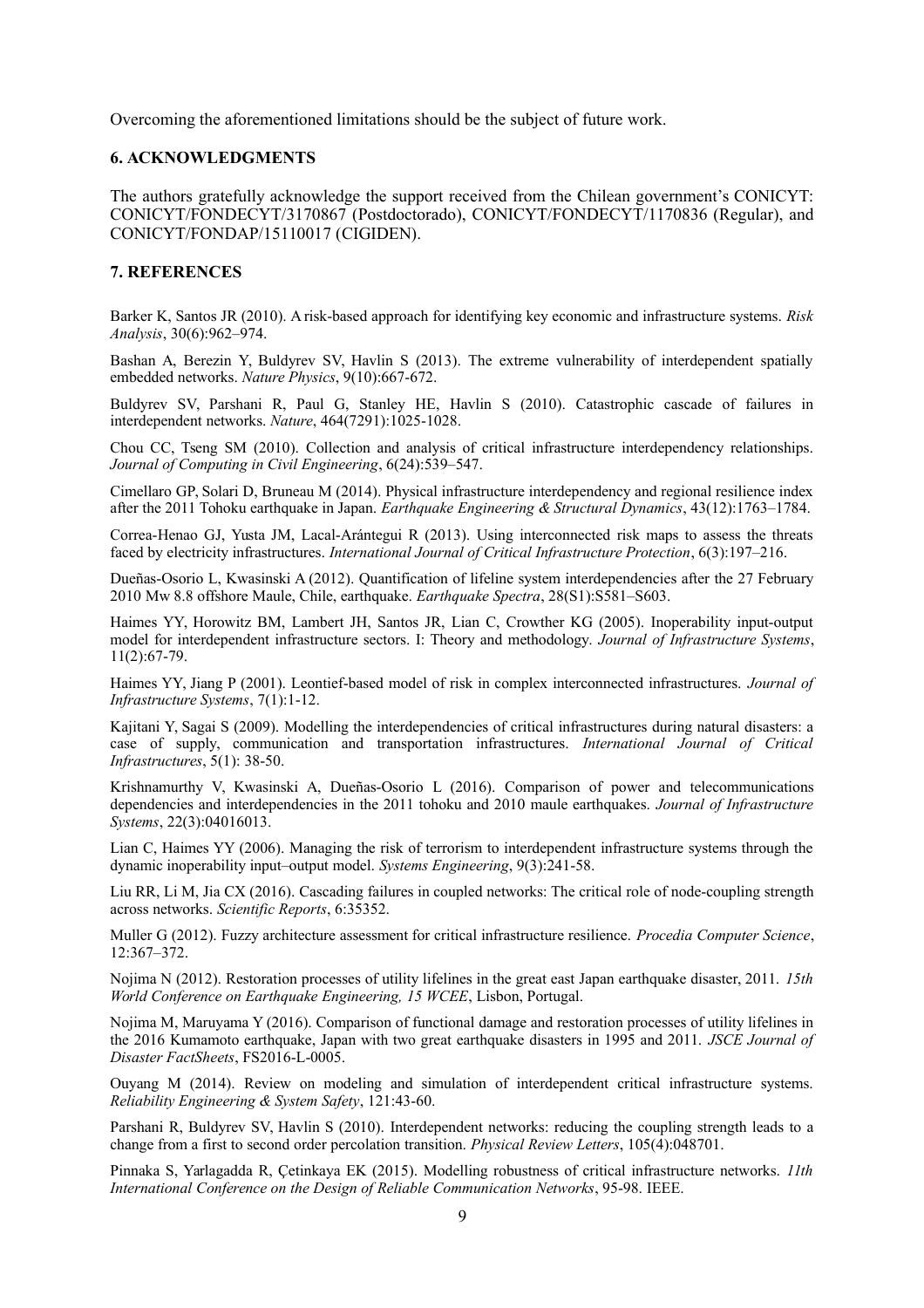Overcoming the aforementioned limitations should be the subject of future work.

## 6. ACKNOWLEDGMENTS

The authors gratefully acknowledge the support received from the Chilean government's CONICYT: CONICYT/FONDECYT/3170867 (Postdoctorado), CONICYT/FONDECYT/1170836 (Regular), and CONICYT/FONDAP/15110017 (CIGIDEN).

## 7. REFERENCES

Barker K, Santos JR (2010). A risk-based approach for identifying key economic and infrastructure systems. *Risk Analysis*, 30(6):962–974.

Bashan A, Berezin Y, Buldyrev SV, Havlin S (2013). The extreme vulnerability of interdependent spatially embedded networks. *Nature Physics*, 9(10):667-672.

Buldyrev SV, Parshani R, Paul G, Stanley HE, Havlin S (2010). Catastrophic cascade of failures in interdependent networks. *Nature*, 464(7291):1025-1028.

Chou CC, Tseng SM (2010). Collection and analysis of critical infrastructure interdependency relationships. *Journal of Computing in Civil Engineering*, 6(24):539–547.

Cimellaro GP, Solari D, Bruneau M (2014). Physical infrastructure interdependency and regional resilience index after the 2011 Tohoku earthquake in Japan. *Earthquake Engineering & Structural Dynamics*, 43(12):1763–1784.

Correa-Henao GJ, Yusta JM, Lacal-Arántegui R (2013). Using interconnected risk maps to assess the threats faced by electricity infrastructures. *International Journal of Critical Infrastructure Protection*, 6(3):197–216.

Dueñas-Osorio L, Kwasinski A (2012). Quantification of lifeline system interdependencies after the 27 February 2010 Mw 8.8 offshore Maule, Chile, earthquake. *Earthquake Spectra*, 28(S1):S581–S603.

Haimes YY, Horowitz BM, Lambert JH, Santos JR, Lian C, Crowther KG (2005). Inoperability input-output model for interdependent infrastructure sectors. I: Theory and methodology. *Journal of Infrastructure Systems*, 11(2):67-79.

Haimes YY, Jiang P (2001). Leontief-based model of risk in complex interconnected infrastructures. *Journal of Infrastructure Systems*, 7(1):1-12.

Kajitani Y, Sagai S (2009). Modelling the interdependencies of critical infrastructures during natural disasters: a case of supply, communication and transportation infrastructures. *International Journal of Critical Infrastructures*, 5(1): 38-50.

Krishnamurthy V, Kwasinski A, Dueñas-Osorio L (2016). Comparison of power and telecommunications dependencies and interdependencies in the 2011 tohoku and 2010 maule earthquakes. *Journal of Infrastructure Systems*, 22(3):04016013.

Lian C, Haimes YY (2006). Managing the risk of terrorism to interdependent infrastructure systems through the dynamic inoperability input–output model. *Systems Engineering*, 9(3):241-58.

Liu RR, Li M, Jia CX (2016). Cascading failures in coupled networks: The critical role of node-coupling strength across networks. *Scientific Reports*, 6:35352.

Muller G (2012). Fuzzy architecture assessment for critical infrastructure resilience. *Procedia Computer Science*, 12:367–372.

Nojima N (2012). Restoration processes of utility lifelines in the great east Japan earthquake disaster, 2011. *15th World Conference on Earthquake Engineering, 15 WCEE*, Lisbon, Portugal.

Nojima M, Maruyama Y (2016). Comparison of functional damage and restoration processes of utility lifelines in the 2016 Kumamoto earthquake, Japan with two great earthquake disasters in 1995 and 2011. *JSCE Journal of Disaster FactSheets*, FS2016-L-0005.

Ouyang M (2014). Review on modeling and simulation of interdependent critical infrastructure systems. *Reliability Engineering & System Safety*, 121:43-60.

Parshani R, Buldyrev SV, Havlin S (2010). Interdependent networks: reducing the coupling strength leads to a change from a first to second order percolation transition. *Physical Review Letters*, 105(4):048701.

Pinnaka S, Yarlagadda R, Çetinkaya EK (2015). Modelling robustness of critical infrastructure networks. *11th International Conference on the Design of Reliable Communication Networks*, 95-98. IEEE.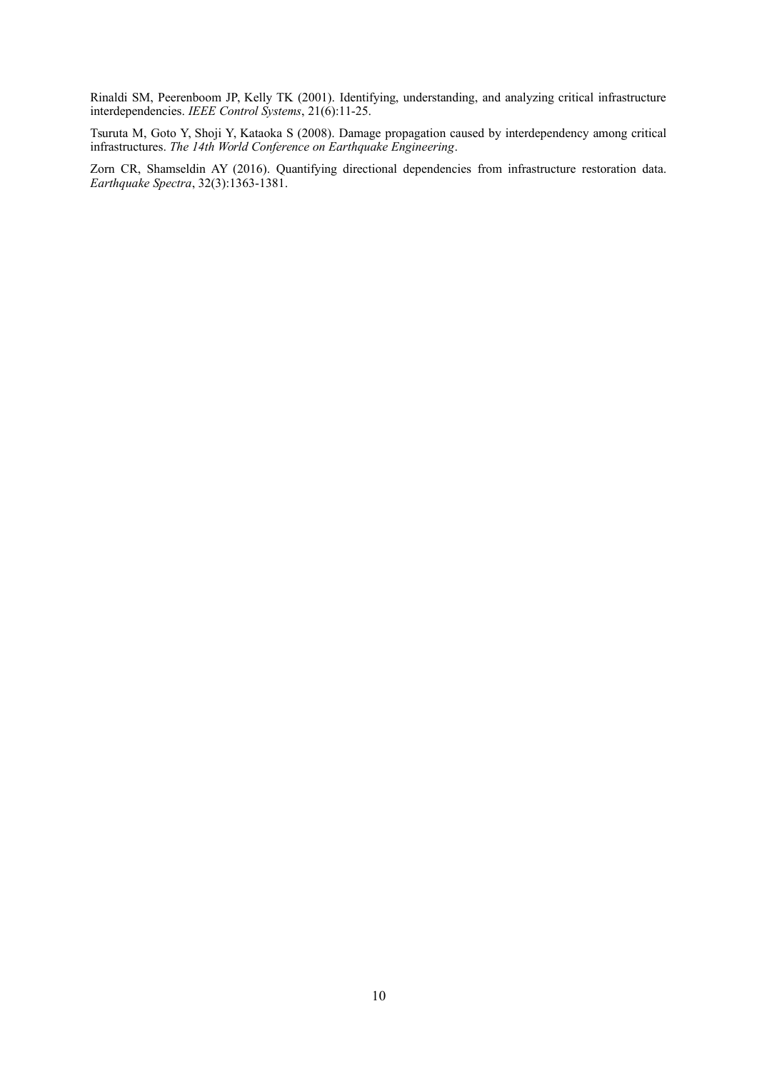Rinaldi SM, Peerenboom JP, Kelly TK (2001). Identifying, understanding, and analyzing critical infrastructure interdependencies. *IEEE Control Systems*, 21(6):11-25.

Tsuruta M, Goto Y, Shoji Y, Kataoka S (2008). Damage propagation caused by interdependency among critical infrastructures. *The 14th World Conference on Earthquake Engineering*.

Zorn CR, Shamseldin AY (2016). Quantifying directional dependencies from infrastructure restoration data. *Earthquake Spectra*, 32(3):1363-1381.